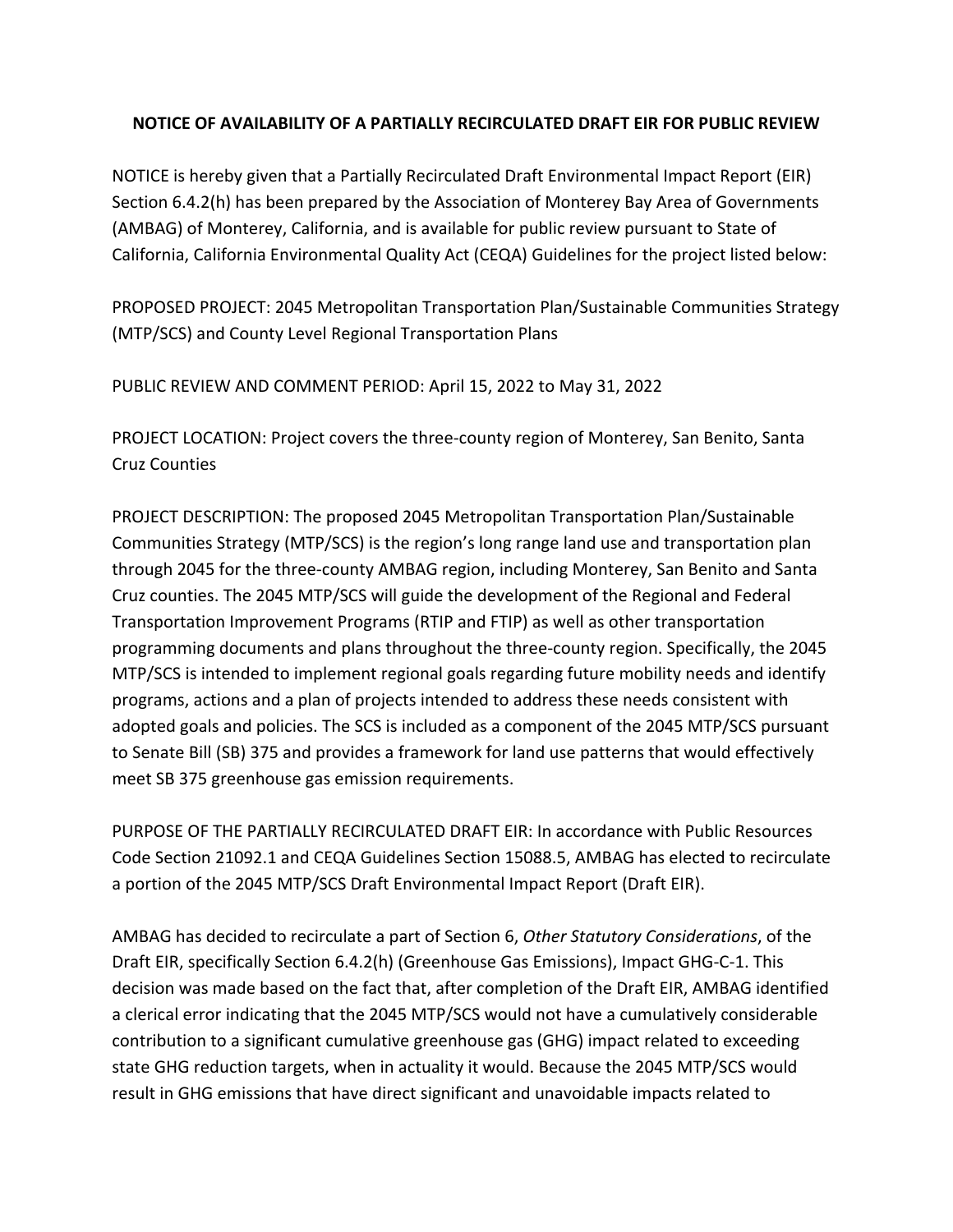**NOTICE OF AVAILABILITY OF A PARTIALLY RECIRCULATED DRAFT EIR FOR PUBLIC REVIEW**

NOTICE is hereby given that a Partially Recirculated Draft Environmental Impact Report (EIR) Section 6.4.2(h) has been prepared by the Association of Monterey Bay Area of Governments (AMBAG) of Monterey, California, and is available for public review pursuant to State of California, California Environmental Quality Act (CEQA) Guidelines for the project listed below:

PROPOSED PROJECT: 2045 Metropolitan Transportation Plan/Sustainable Communities Strategy (MTP/SCS) and County Level Regional Transportation Plans

PUBLIC REVIEW AND COMMENT PERIOD: April 15, 2022 to May 31, 2022

PROJECT LOCATION: Project covers the three-county region of Monterey, San Benito, Santa Cruz Counties

PROJECT DESCRIPTION: The proposed 2045 Metropolitan Transportation Plan/Sustainable Communities Strategy (MTP/SCS) is the region's long range land use and transportation plan through 2045 for the three-county AMBAG region, including Monterey, San Benito and Santa Cruz counties. The 2045 MTP/SCS will guide the development of the Regional and Federal Transportation Improvement Programs (RTIP and FTIP) as well as other transportation programming documents and plans throughout the three-county region. Specifically, the 2045 MTP/SCS is intended to implement regional goals regarding future mobility needs and identify programs, actions and a plan of projects intended to address these needs consistent with adopted goals and policies. The SCS is included as a component of the 2045 MTP/SCS pursuant to Senate Bill (SB) 375 and provides a framework for land use patterns that would effectively meet SB 375 greenhouse gas emission requirements.

PURPOSE OF THE PARTIALLY RECIRCULATED DRAFT EIR: In accordance with Public Resources Code Section 21092.1 and CEQA Guidelines Section 15088.5, AMBAG has elected to recirculate a portion of the 2045 MTP/SCS Draft Environmental Impact Report (Draft EIR).

AMBAG has decided to recirculate a part of Section 6, *Other Statutory Considerations*, of the Draft EIR, specifically Section 6.4.2(h) (Greenhouse Gas Emissions), Impact GHG-C-1. This decision was made based on the fact that, after completion of the Draft EIR, AMBAG identified a clerical error indicating that the 2045 MTP/SCS would not have a cumulatively considerable contribution to a significant cumulative greenhouse gas (GHG) impact related to exceeding state GHG reduction targets, when in actuality it would. Because the 2045 MTP/SCS would result in GHG emissions that have direct significant and unavoidable impacts related to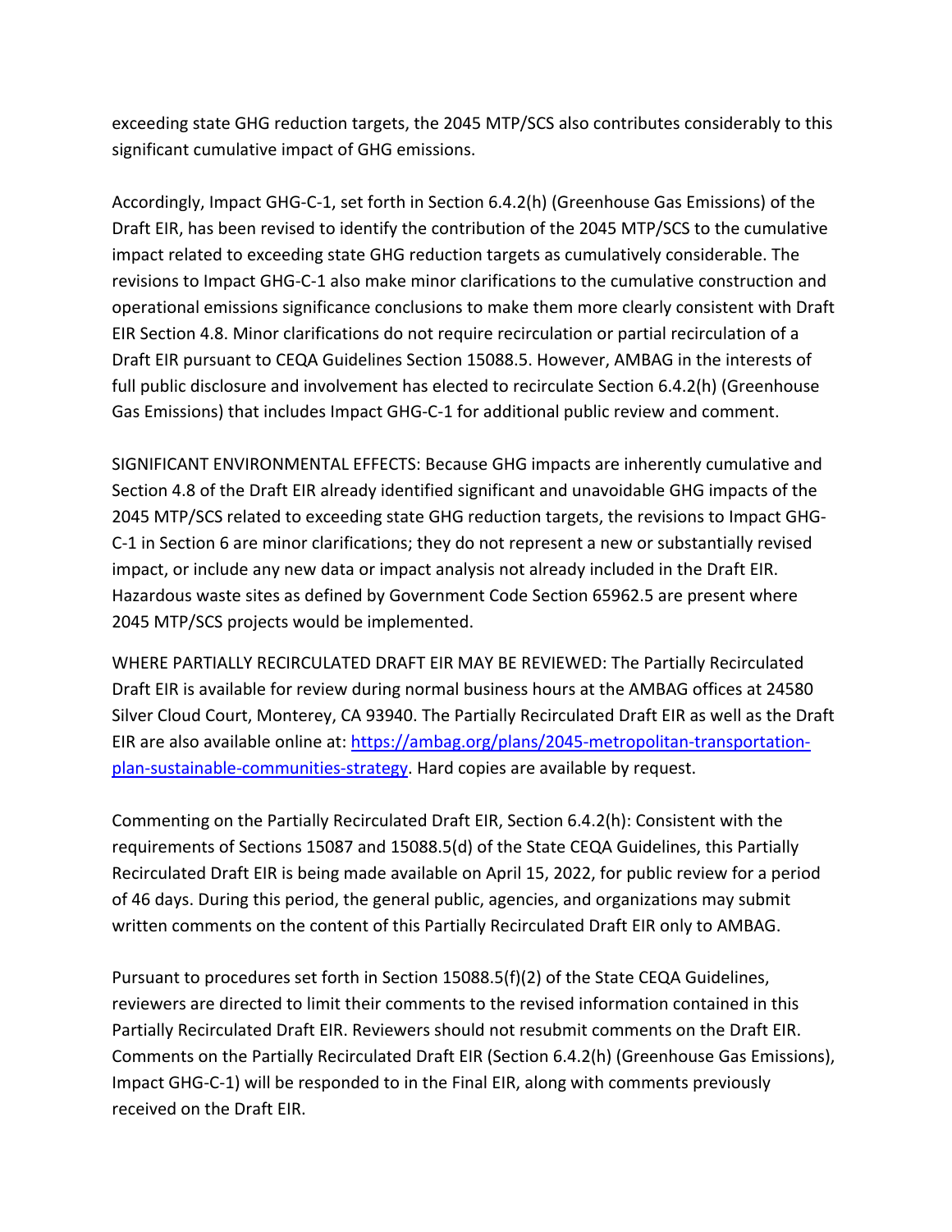exceeding state GHG reduction targets, the 2045 MTP/SCS also contributes considerably to this significant cumulative impact of GHG emissions.

Accordingly, Impact GHG-C-1, set forth in Section 6.4.2(h) (Greenhouse Gas Emissions) of the Draft EIR, has been revised to identify the contribution of the 2045 MTP/SCS to the cumulative impact related to exceeding state GHG reduction targets as cumulatively considerable. The revisions to Impact GHG-C-1 also make minor clarifications to the cumulative construction and operational emissions significance conclusions to make them more clearly consistent with Draft EIR Section 4.8. Minor clarifications do not require recirculation or partial recirculation of a Draft EIR pursuant to CEQA Guidelines Section 15088.5. However, AMBAG in the interests of full public disclosure and involvement has elected to recirculate Section 6.4.2(h) (Greenhouse Gas Emissions) that includes Impact GHG-C-1 for additional public review and comment.

SIGNIFICANT ENVIRONMENTAL EFFECTS: Because GHG impacts are inherently cumulative and Section 4.8 of the Draft EIR already identified significant and unavoidable GHG impacts of the 2045 MTP/SCS related to exceeding state GHG reduction targets, the revisions to Impact GHG-C-1 in Section 6 are minor clarifications; they do not represent a new or substantially revised impact, or include any new data or impact analysis not already included in the Draft EIR. Hazardous waste sites as defined by Government Code Section 65962.5 are present where 2045 MTP/SCS projects would be implemented.

WHERE PARTIALLY RECIRCULATED DRAFT EIR MAY BE REVIEWED: The Partially Recirculated Draft EIR is available for review during normal business hours at the AMBAG offices at 24580 Silver Cloud Court, Monterey, CA 93940. The Partially Recirculated Draft EIR as well as the Draft EIR are also available online at: [https://ambag.org/plans/2045-metropolitan-transportation-plan-sustainable-communities-strategy](https://ambag.org/plans/2045-metropolitan-transportation-plan-sustainable-communities-strategy). Hard copies are available by request.

Commenting on the Partially Recirculated Draft EIR, Section 6.4.2(h): Consistent with the requirements of Sections 15087 and 15088.5(d) of the State CEQA Guidelines, this Partially Recirculated Draft EIR is being made available on April 15, 2022, for public review for a period of 46 days. During this period, the general public, agencies, and organizations may submit written comments on the content of this Partially Recirculated Draft EIR only to AMBAG.

Pursuant to procedures set forth in Section 15088.5(f)(2) of the State CEQA Guidelines, reviewers are directed to limit their comments to the revised information contained in this Partially Recirculated Draft EIR. Reviewers should not resubmit comments on the Draft EIR. Comments on the Partially Recirculated Draft EIR (Section 6.4.2(h) (Greenhouse Gas Emissions), Impact GHG-C-1) will be responded to in the Final EIR, along with comments previously received on the Draft EIR.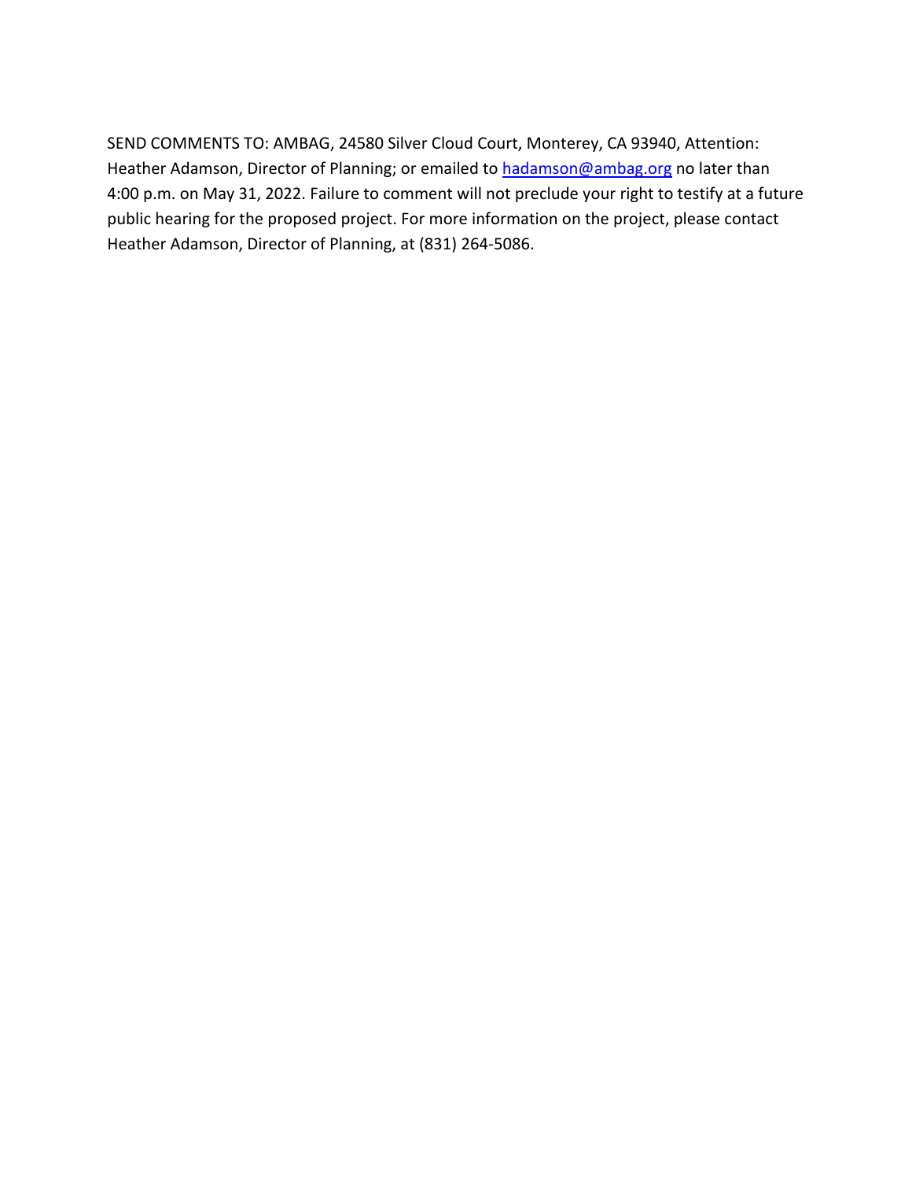SEND COMMENTS TO: AMBAG, 24580 Silver Cloud Court, Monterey, CA 93940, Attention: Heather Adamson, Director of Planning; or emailed to hadamson@ambag.org no later than 4:00 p.m. on May 31, 2022. Failure to comment will not preclude your right to testify at a future public hearing for the proposed project. For more information on the project, please contact Heather Adamson, Director of Planning, at (831) 264-5086.